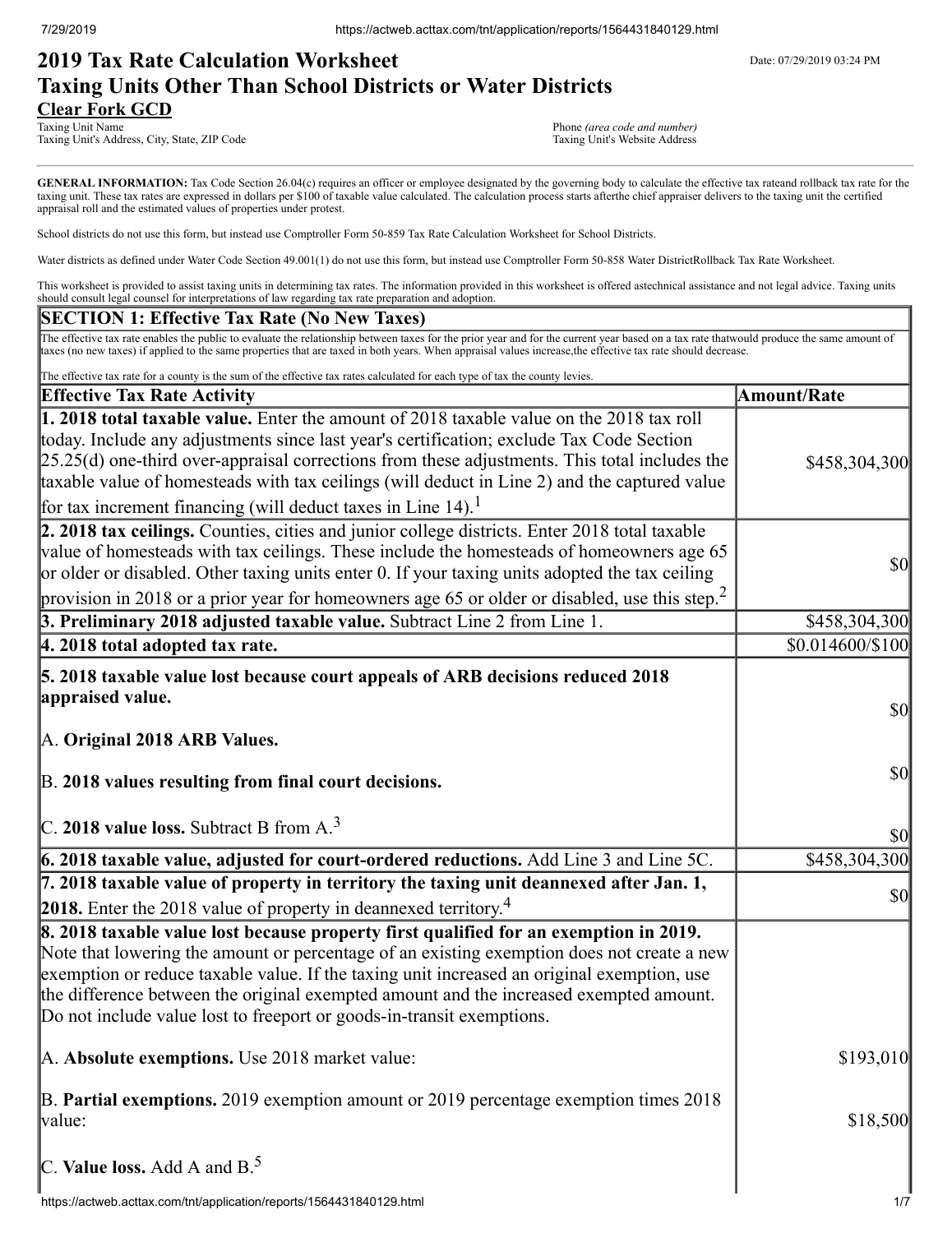# 2019 Tax Rate Calculation Worksheet
# Taxing Units Other Than School Districts or Water Districts

Date: 07/29/2019 03:24 PM

**Clear Fork GCD**

Taxing Unit Name
Taxing Unit's Address, City, State, ZIP Code

Phone *(area code and number)*
Taxing Unit's Website Address

**GENERAL INFORMATION:** Tax Code Section 26.04(c) requires an officer or employee designated by the governing body to calculate the effective tax rateand rollback tax rate for the taxing unit. These tax rates are expressed in dollars per $100 of taxable value calculated. The calculation process starts afterthe chief appraiser delivers to the taxing unit the certified appraisal roll and the estimated values of properties under protest.

School districts do not use this form, but instead use Comptroller Form 50-859 Tax Rate Calculation Worksheet for School Districts.

Water districts as defined under Water Code Section 49.001(1) do not use this form, but instead use Comptroller Form 50-858 Water DistrictRollback Tax Rate Worksheet.

This worksheet is provided to assist taxing units in determining tax rates. The information provided in this worksheet is offered astechnical assistance and not legal advice. Taxing units should consult legal counsel for interpretations of law regarding tax rate preparation and adoption.

## SECTION 1: Effective Tax Rate (No New Taxes)

The effective tax rate enables the public to evaluate the relationship between taxes for the prior year and for the current year based on a tax rate thatwould produce the same amount of taxes (no new taxes) if applied to the same properties that are taxed in both years. When appraisal values increase,the effective tax rate should decrease.

The effective tax rate for a county is the sum of the effective tax rates calculated for each type of tax the county levies.

| Effective Tax Rate Activity | Amount/Rate |
|---|---|
| **1. 2018 total taxable value.** Enter the amount of 2018 taxable value on the 2018 tax roll today. Include any adjustments since last year's certification; exclude Tax Code Section 25.25(d) one-third over-appraisal corrections from these adjustments. This total includes the taxable value of homesteads with tax ceilings (will deduct in Line 2) and the captured value for tax increment financing (will deduct taxes in Line 14).[1] | $458,304,300 |
| **2. 2018 tax ceilings.** Counties, cities and junior college districts. Enter 2018 total taxable value of homesteads with tax ceilings. These include the homesteads of homeowners age 65 or older or disabled. Other taxing units enter 0. If your taxing units adopted the tax ceiling provision in 2018 or a prior year for homeowners age 65 or older or disabled, use this step.[2] | $0 |
| **3. Preliminary 2018 adjusted taxable value.** Subtract Line 2 from Line 1. | $458,304,300 |
| **4. 2018 total adopted tax rate.** | $0.014600/$100 |
| **5. 2018 taxable value lost because court appeals of ARB decisions reduced 2018 appraised value.** | |
| A. **Original 2018 ARB Values.** | $0 |
| B. **2018 values resulting from final court decisions.** | $0 |
| C. **2018 value loss.** Subtract B from A.[3] | $0 |
| **6. 2018 taxable value, adjusted for court-ordered reductions.** Add Line 3 and Line 5C. | $458,304,300 |
| **7. 2018 taxable value of property in territory the taxing unit deannexed after Jan. 1, 2018.** Enter the 2018 value of property in deannexed territory.[4] | $0 |
| **8. 2018 taxable value lost because property first qualified for an exemption in 2019.** Note that lowering the amount or percentage of an existing exemption does not create a new exemption or reduce taxable value. If the taxing unit increased an original exemption, use the difference between the original exempted amount and the increased exempted amount. Do not include value lost to freeport or goods-in-transit exemptions. | |
| A. **Absolute exemptions.** Use 2018 market value: | $193,010 |
| B. **Partial exemptions.** 2019 exemption amount or 2019 percentage exemption times 2018 value: | $18,500 |
| C. **Value loss.** Add A and B.[5] | |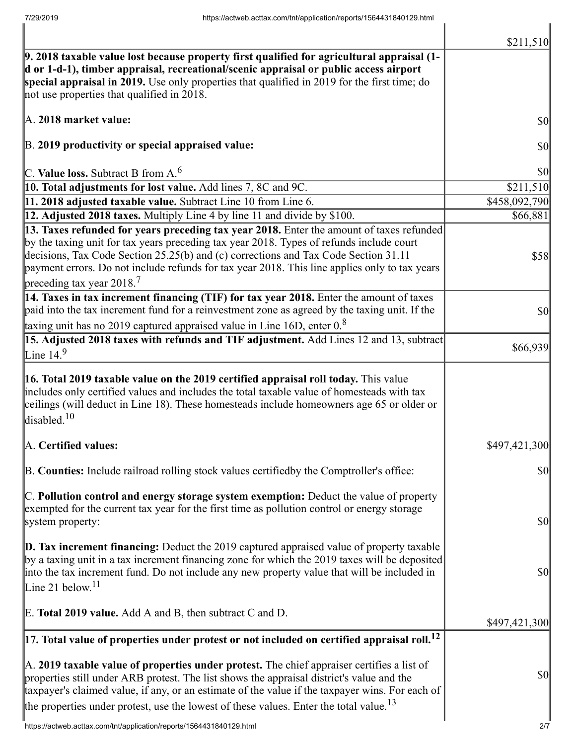| | |
|---|---|
| | $211,510 |
| **9. 2018 taxable value lost because property first qualified for agricultural appraisal (1-d or 1-d-1), timber appraisal, recreational/scenic appraisal or public access airport special appraisal in 2019.** Use only properties that qualified in 2019 for the first time; do not use properties that qualified in 2018.<br><br>A. **2018 market value:**<br><br>B. **2019 productivity or special appraised value:**<br><br>C. **Value loss.** Subtract B from A.[6] | <br><br><br><br>$0<br><br>$0<br><br>$0 |
| **10. Total adjustments for lost value.** Add lines 7, 8C and 9C. | $211,510 |
| **11. 2018 adjusted taxable value.** Subtract Line 10 from Line 6. | $458,092,790 |
| **12. Adjusted 2018 taxes.** Multiply Line 4 by line 11 and divide by $100. | $66,881 |
| **13. Taxes refunded for years preceding tax year 2018.** Enter the amount of taxes refunded by the taxing unit for tax years preceding tax year 2018. Types of refunds include court decisions, Tax Code Section 25.25(b) and (c) corrections and Tax Code Section 31.11 payment errors. Do not include refunds for tax year 2018. This line applies only to tax years preceding tax year 2018.[7] | $58 |
| **14. Taxes in tax increment financing (TIF) for tax year 2018.** Enter the amount of taxes paid into the tax increment fund for a reinvestment zone as agreed by the taxing unit. If the taxing unit has no 2019 captured appraised value in Line 16D, enter 0.[8] | $0 |
| **15. Adjusted 2018 taxes with refunds and TIF adjustment.** Add Lines 12 and 13, subtract Line 14.[9] | $66,939 |
| **16. Total 2019 taxable value on the 2019 certified appraisal roll today.** This value includes only certified values and includes the total taxable value of homesteads with tax ceilings (will deduct in Line 18). These homesteads include homeowners age 65 or older or disabled.[10]<br><br>A. **Certified values:**<br><br>B. **Counties:** Include railroad rolling stock values certifiedby the Comptroller's office:<br><br>C. **Pollution control and energy storage system exemption:** Deduct the value of property exempted for the current tax year for the first time as pollution control or energy storage system property:<br><br>**D. Tax increment financing:** Deduct the 2019 captured appraised value of property taxable by a taxing unit in a tax increment financing zone for which the 2019 taxes will be deposited into the tax increment fund. Do not include any new property value that will be included in Line 21 below.[11]<br><br>E. **Total 2019 value.** Add A and B, then subtract C and D. | <br><br><br><br>$497,421,300<br><br>$0<br><br>$0<br><br>$0<br><br>$497,421,300 |
| **17. Total value of properties under protest or not included on certified appraisal roll.[12]**<br><br>A. **2019 taxable value of properties under protest.** The chief appraiser certifies a list of properties still under ARB protest. The list shows the appraisal district's value and the taxpayer's claimed value, if any, or an estimate of the value if the taxpayer wins. For each of the properties under protest, use the lowest of these values. Enter the total value.[13] | <br><br>$0 |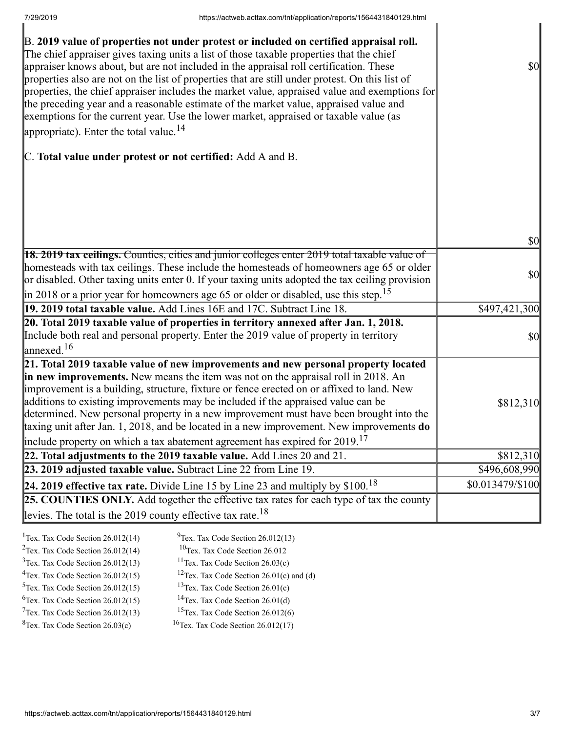| | |
|---|---|
| B. **2019 value of properties not under protest or included on certified appraisal roll.** The chief appraiser gives taxing units a list of those taxable properties that the chief appraiser knows about, but are not included in the appraisal roll certification. These properties also are not on the list of properties that are still under protest. On this list of properties, the chief appraiser includes the market value, appraised value and exemptions for the preceding year and a reasonable estimate of the market value, appraised value and exemptions for the current year. Use the lower market, appraised or taxable value (as appropriate). Enter the total value.[14] | $0 |
| C. **Total value under protest or not certified:** Add A and B. | $0 |
| **18. 2019 tax ceilings.** Counties, cities and junior colleges enter 2019 total taxable value of homesteads with tax ceilings. These include the homesteads of homeowners age 65 or older or disabled. Other taxing units enter 0. If your taxing units adopted the tax ceiling provision in 2018 or a prior year for homeowners age 65 or older or disabled, use this step.[15] | $0 |
| **19. 2019 total taxable value.** Add Lines 16E and 17C. Subtract Line 18. | $497,421,300 |
| **20. Total 2019 taxable value of properties in territory annexed after Jan. 1, 2018.** Include both real and personal property. Enter the 2019 value of property in territory annexed.[16] | $0 |
| **21. Total 2019 taxable value of new improvements and new personal property located in new improvements.** New means the item was not on the appraisal roll in 2018. An improvement is a building, structure, fixture or fence erected on or affixed to land. New additions to existing improvements may be included if the appraised value can be determined. New personal property in a new improvement must have been brought into the taxing unit after Jan. 1, 2018, and be located in a new improvement. New improvements **do** include property on which a tax abatement agreement has expired for 2019.[17] | $812,310 |
| **22. Total adjustments to the 2019 taxable value.** Add Lines 20 and 21. | $812,310 |
| **23. 2019 adjusted taxable value.** Subtract Line 22 from Line 19. | $496,608,990 |
| **24. 2019 effective tax rate.** Divide Line 15 by Line 23 and multiply by $100.[18] | $0.013479/$100 |
| **25. COUNTIES ONLY.** Add together the effective tax rates for each type of tax the county levies. The total is the 2019 county effective tax rate.[18] | |

[1]Tex. Tax Code Section 26.012(14)
[2]Tex. Tax Code Section 26.012(14)
[3]Tex. Tax Code Section 26.012(13)
[4]Tex. Tax Code Section 26.012(15)
[5]Tex. Tax Code Section 26.012(15)
[6]Tex. Tax Code Section 26.012(15)
[7]Tex. Tax Code Section 26.012(13)
[8]Tex. Tax Code Section 26.03(c)
[9]Tex. Tax Code Section 26.012(13)
[10]Tex. Tax Code Section 26.012
[11]Tex. Tax Code Section 26.03(c)
[12]Tex. Tax Code Section 26.01(c) and (d)
[13]Tex. Tax Code Section 26.01(c)
[14]Tex. Tax Code Section 26.01(d)
[15]Tex. Tax Code Section 26.012(6)
[16]Tex. Tax Code Section 26.012(17)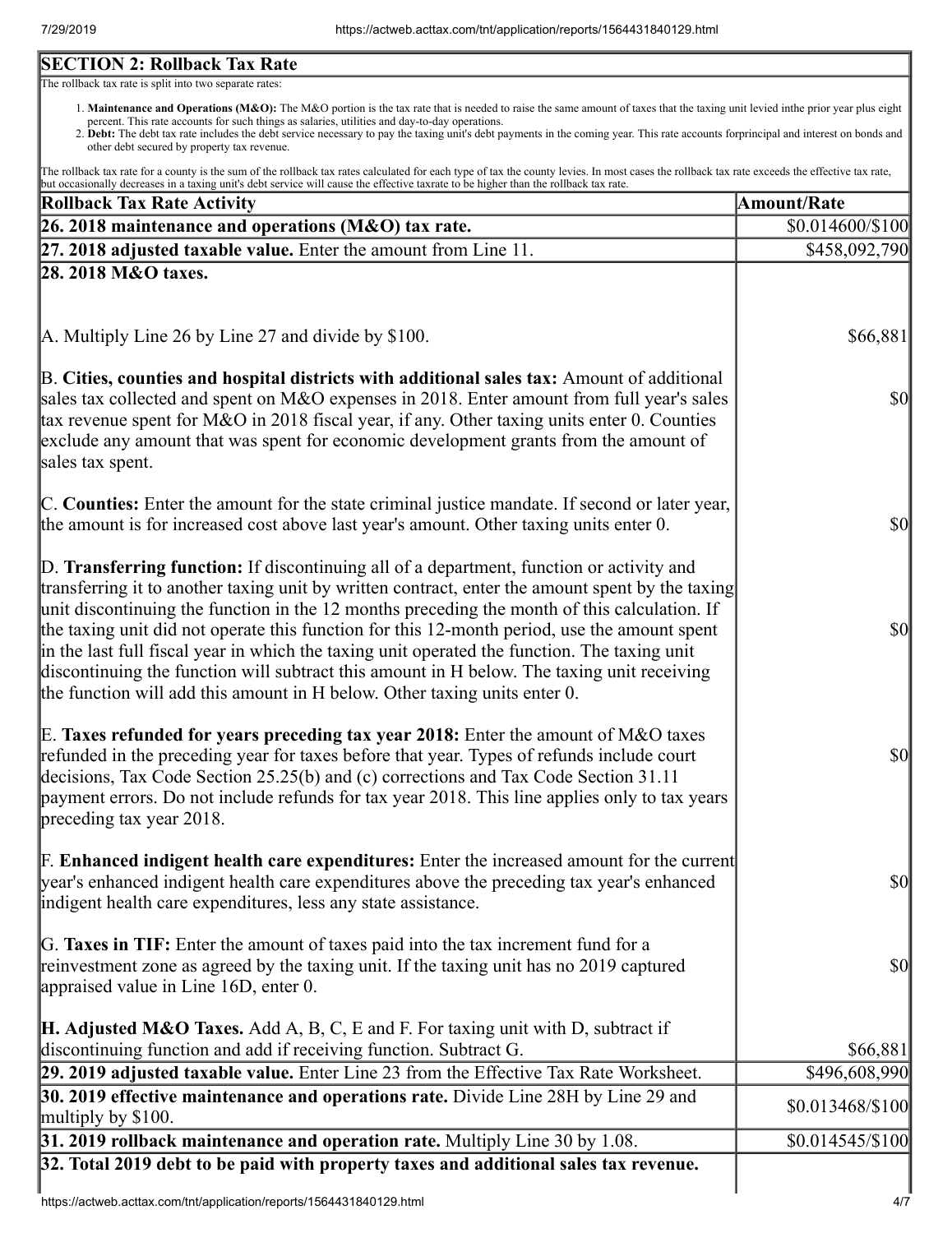## SECTION 2: Rollback Tax Rate

The rollback tax rate is split into two separate rates:

1. **Maintenance and Operations (M&O):** The M&O portion is the tax rate that is needed to raise the same amount of taxes that the taxing unit levied inthe prior year plus eight percent. This rate accounts for such things as salaries, utilities and day-to-day operations.
2. **Debt:** The debt tax rate includes the debt service necessary to pay the taxing unit's debt payments in the coming year. This rate accounts forprincipal and interest on bonds and other debt secured by property tax revenue.

The rollback tax rate for a county is the sum of the rollback tax rates calculated for each type of tax the county levies. In most cases the rollback tax rate exceeds the effective tax rate, but occasionally decreases in a taxing unit's debt service will cause the effective taxrate to be higher than the rollback tax rate.

| Rollback Tax Rate Activity | Amount/Rate |
|---|---|
| **26. 2018 maintenance and operations (M&O) tax rate.** | $0.014600/$100 |
| **27. 2018 adjusted taxable value.** Enter the amount from Line 11. | $458,092,790 |
| **28. 2018 M&O taxes.** | |
| A. Multiply Line 26 by Line 27 and divide by $100. | $66,881 |
| B. **Cities, counties and hospital districts with additional sales tax:** Amount of additional sales tax collected and spent on M&O expenses in 2018. Enter amount from full year's sales tax revenue spent for M&O in 2018 fiscal year, if any. Other taxing units enter 0. Counties exclude any amount that was spent for economic development grants from the amount of sales tax spent. | $0 |
| C. **Counties:** Enter the amount for the state criminal justice mandate. If second or later year, the amount is for increased cost above last year's amount. Other taxing units enter 0. | $0 |
| D. **Transferring function:** If discontinuing all of a department, function or activity and transferring it to another taxing unit by written contract, enter the amount spent by the taxing unit discontinuing the function in the 12 months preceding the month of this calculation. If the taxing unit did not operate this function for this 12-month period, use the amount spent in the last full fiscal year in which the taxing unit operated the function. The taxing unit discontinuing the function will subtract this amount in H below. The taxing unit receiving the function will add this amount in H below. Other taxing units enter 0. | $0 |
| E. **Taxes refunded for years preceding tax year 2018:** Enter the amount of M&O taxes refunded in the preceding year for taxes before that year. Types of refunds include court decisions, Tax Code Section 25.25(b) and (c) corrections and Tax Code Section 31.11 payment errors. Do not include refunds for tax year 2018. This line applies only to tax years preceding tax year 2018. | $0 |
| F. **Enhanced indigent health care expenditures:** Enter the increased amount for the current year's enhanced indigent health care expenditures above the preceding tax year's enhanced indigent health care expenditures, less any state assistance. | $0 |
| G. **Taxes in TIF:** Enter the amount of taxes paid into the tax increment fund for a reinvestment zone as agreed by the taxing unit. If the taxing unit has no 2019 captured appraised value in Line 16D, enter 0. | $0 |
| **H. Adjusted M&O Taxes.** Add A, B, C, E and F. For taxing unit with D, subtract if discontinuing function and add if receiving function. Subtract G. | $66,881 |
| **29. 2019 adjusted taxable value.** Enter Line 23 from the Effective Tax Rate Worksheet. | $496,608,990 |
| **30. 2019 effective maintenance and operations rate.** Divide Line 28H by Line 29 and multiply by $100. | $0.013468/$100 |
| **31. 2019 rollback maintenance and operation rate.** Multiply Line 30 by 1.08. | $0.014545/$100 |
| **32. Total 2019 debt to be paid with property taxes and additional sales tax revenue.** | |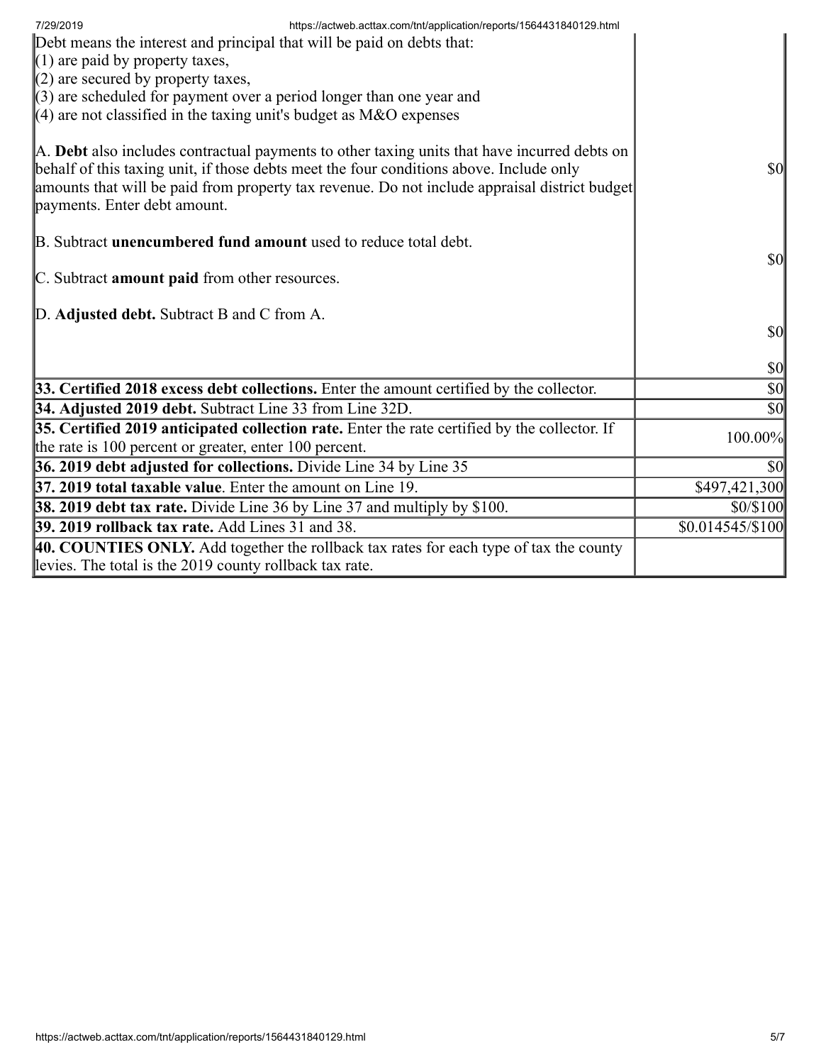| | |
|---|---|
| Debt means the interest and principal that will be paid on debts that:<br>(1) are paid by property taxes,<br>(2) are secured by property taxes,<br>(3) are scheduled for payment over a period longer than one year and<br>(4) are not classified in the taxing unit's budget as M&O expenses<br><br>A. **Debt** also includes contractual payments to other taxing units that have incurred debts on behalf of this taxing unit, if those debts meet the four conditions above. Include only amounts that will be paid from property tax revenue. Do not include appraisal district budget payments. Enter debt amount.<br><br>B. Subtract **unencumbered fund amount** used to reduce total debt.<br><br>C. Subtract **amount paid** from other resources.<br><br>D. **Adjusted debt.** Subtract B and C from A. | $0<br><br>$0<br><br>$0<br><br>$0 |
| **33. Certified 2018 excess debt collections.** Enter the amount certified by the collector. | $0 |
| **34. Adjusted 2019 debt.** Subtract Line 33 from Line 32D. | $0 |
| **35. Certified 2019 anticipated collection rate.** Enter the rate certified by the collector. If the rate is 100 percent or greater, enter 100 percent. | 100.00% |
| **36. 2019 debt adjusted for collections.** Divide Line 34 by Line 35 | $0 |
| **37. 2019 total taxable value**. Enter the amount on Line 19. | $497,421,300 |
| **38. 2019 debt tax rate.** Divide Line 36 by Line 37 and multiply by $100. | $0/$100 |
| **39. 2019 rollback tax rate.** Add Lines 31 and 38. | $0.014545/$100 |
| **40. COUNTIES ONLY.** Add together the rollback tax rates for each type of tax the county levies. The total is the 2019 county rollback tax rate. | |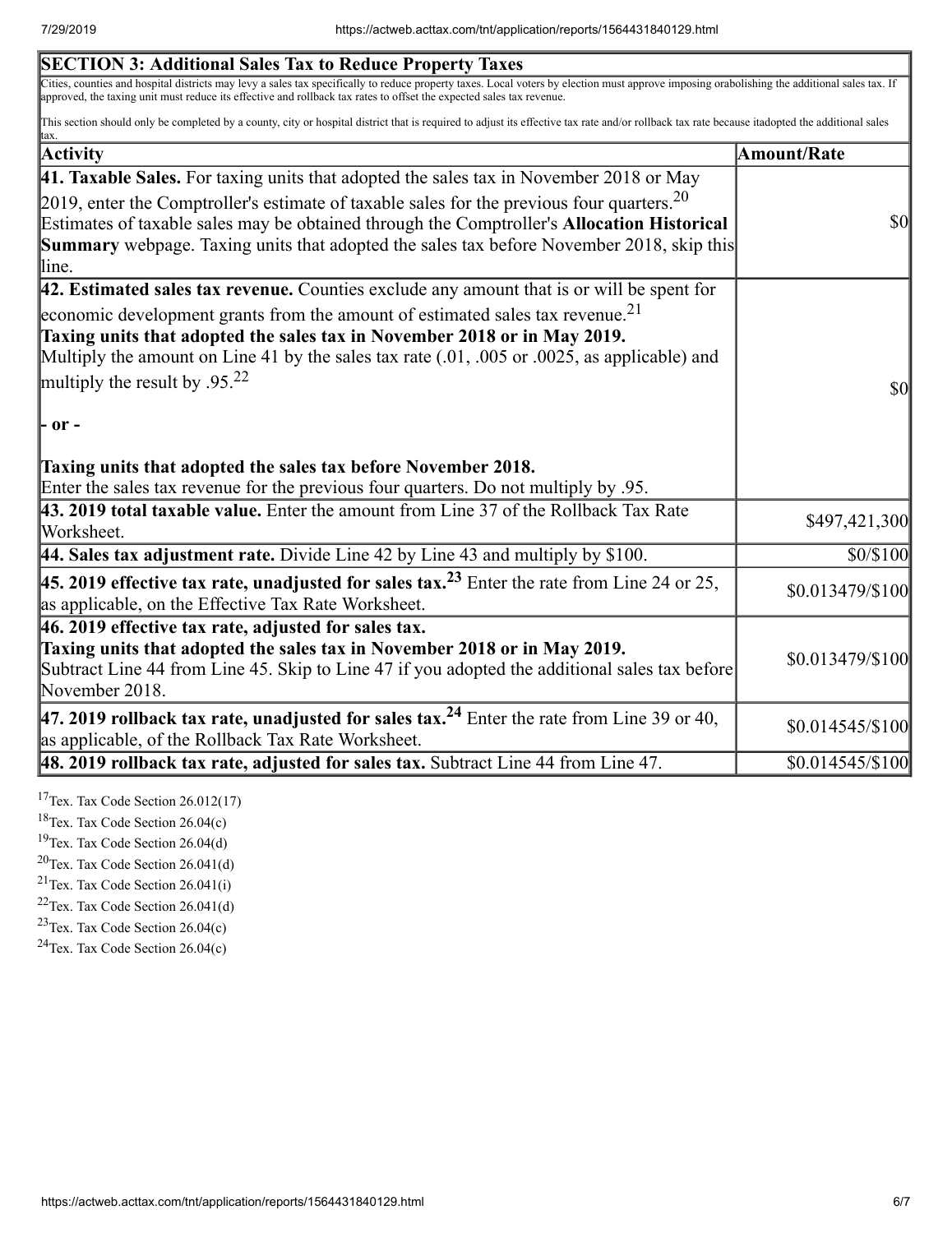| SECTION 3: Additional Sales Tax to Reduce Property Taxes | |
|---|---|
| Cities, counties and hospital districts may levy a sales tax specifically to reduce property taxes. Local voters by election must approve imposing orabolishing the additional sales tax. If approved, the taxing unit must reduce its effective and rollback tax rates to offset the expected sales tax revenue.<br><br>This section should only be completed by a county, city or hospital district that is required to adjust its effective tax rate and/or rollback tax rate because itadopted the additional sales tax. | |
| **Activity** | **Amount/Rate** |
| **41. Taxable Sales.** For taxing units that adopted the sales tax in November 2018 or May 2019, enter the Comptroller's estimate of taxable sales for the previous four quarters.[20] Estimates of taxable sales may be obtained through the Comptroller's **Allocation Historical Summary** webpage. Taxing units that adopted the sales tax before November 2018, skip this line. | $0 |
| **42. Estimated sales tax revenue.** Counties exclude any amount that is or will be spent for economic development grants from the amount of estimated sales tax revenue.[21]<br>**Taxing units that adopted the sales tax in November 2018 or in May 2019.** Multiply the amount on Line 41 by the sales tax rate (.01, .005 or .0025, as applicable) and multiply the result by .95.[22]<br><br>**- or -**<br><br>**Taxing units that adopted the sales tax before November 2018.** Enter the sales tax revenue for the previous four quarters. Do not multiply by .95. | $0 |
| **43. 2019 total taxable value.** Enter the amount from Line 37 of the Rollback Tax Rate Worksheet. | $497,421,300 |
| **44. Sales tax adjustment rate.** Divide Line 42 by Line 43 and multiply by $100. | $0/$100 |
| **45. 2019 effective tax rate, unadjusted for sales tax.[23]** Enter the rate from Line 24 or 25, as applicable, on the Effective Tax Rate Worksheet. | $0.013479/$100 |
| **46. 2019 effective tax rate, adjusted for sales tax.**<br>**Taxing units that adopted the sales tax in November 2018 or in May 2019.** Subtract Line 44 from Line 45. Skip to Line 47 if you adopted the additional sales tax before November 2018. | $0.013479/$100 |
| **47. 2019 rollback tax rate, unadjusted for sales tax.[24]** Enter the rate from Line 39 or 40, as applicable, of the Rollback Tax Rate Worksheet. | $0.014545/$100 |
| **48. 2019 rollback tax rate, adjusted for sales tax.** Subtract Line 44 from Line 47. | $0.014545/$100 |

[17] Tex. Tax Code Section 26.012(17)

[18] Tex. Tax Code Section 26.04(c)

[19] Tex. Tax Code Section 26.04(d)

[20] Tex. Tax Code Section 26.041(d)

[21] Tex. Tax Code Section 26.041(i)

[22] Tex. Tax Code Section 26.041(d)

[23] Tex. Tax Code Section 26.04(c)

[24] Tex. Tax Code Section 26.04(c)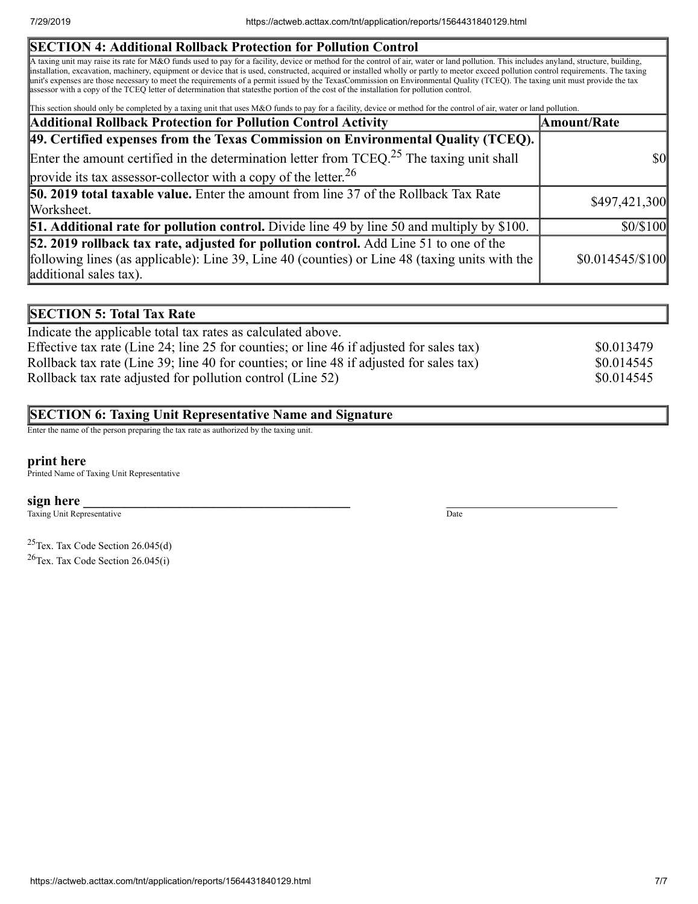## SECTION 4: Additional Rollback Protection for Pollution Control

A taxing unit may raise its rate for M&O funds used to pay for a facility, device or method for the control of air, water or land pollution. This includes anyland, structure, building, installation, excavation, machinery, equipment or device that is used, constructed, acquired or installed wholly or partly to meetor exceed pollution control requirements. The taxing unit's expenses are those necessary to meet the requirements of a permit issued by the TexasCommission on Environmental Quality (TCEQ). The taxing unit must provide the tax assessor with a copy of the TCEQ letter of determination that statesthe portion of the cost of the installation for pollution control.

This section should only be completed by a taxing unit that uses M&O funds to pay for a facility, device or method for the control of air, water or land pollution.

| Additional Rollback Protection for Pollution Control Activity | Amount/Rate |
|---|---|
| **49. Certified expenses from the Texas Commission on Environmental Quality (TCEQ).** Enter the amount certified in the determination letter from TCEQ.[25] The taxing unit shall provide its tax assessor-collector with a copy of the letter.[26] | $0 |
| **50. 2019 total taxable value.** Enter the amount from line 37 of the Rollback Tax Rate Worksheet. | $497,421,300 |
| **51. Additional rate for pollution control.** Divide line 49 by line 50 and multiply by $100. | $0/$100 |
| **52. 2019 rollback tax rate, adjusted for pollution control.** Add Line 51 to one of the following lines (as applicable): Line 39, Line 40 (counties) or Line 48 (taxing units with the additional sales tax). | $0.014545/$100 |

## SECTION 5: Total Tax Rate

Indicate the applicable total tax rates as calculated above.

| | |
|---|---|
| Effective tax rate (Line 24; line 25 for counties; or line 46 if adjusted for sales tax) | $0.013479 |
| Rollback tax rate (Line 39; line 40 for counties; or line 48 if adjusted for sales tax) | $0.014545 |
| Rollback tax rate adjusted for pollution control (Line 52) | $0.014545 |

## SECTION 6: Taxing Unit Representative Name and Signature

Enter the name of the person preparing the tax rate as authorized by the taxing unit.

**print here**
Printed Name of Taxing Unit Representative

**sign here** ________________________________________ ______________________________
Taxing Unit Representative Date

[25] Tex. Tax Code Section 26.045(d)
[26] Tex. Tax Code Section 26.045(i)